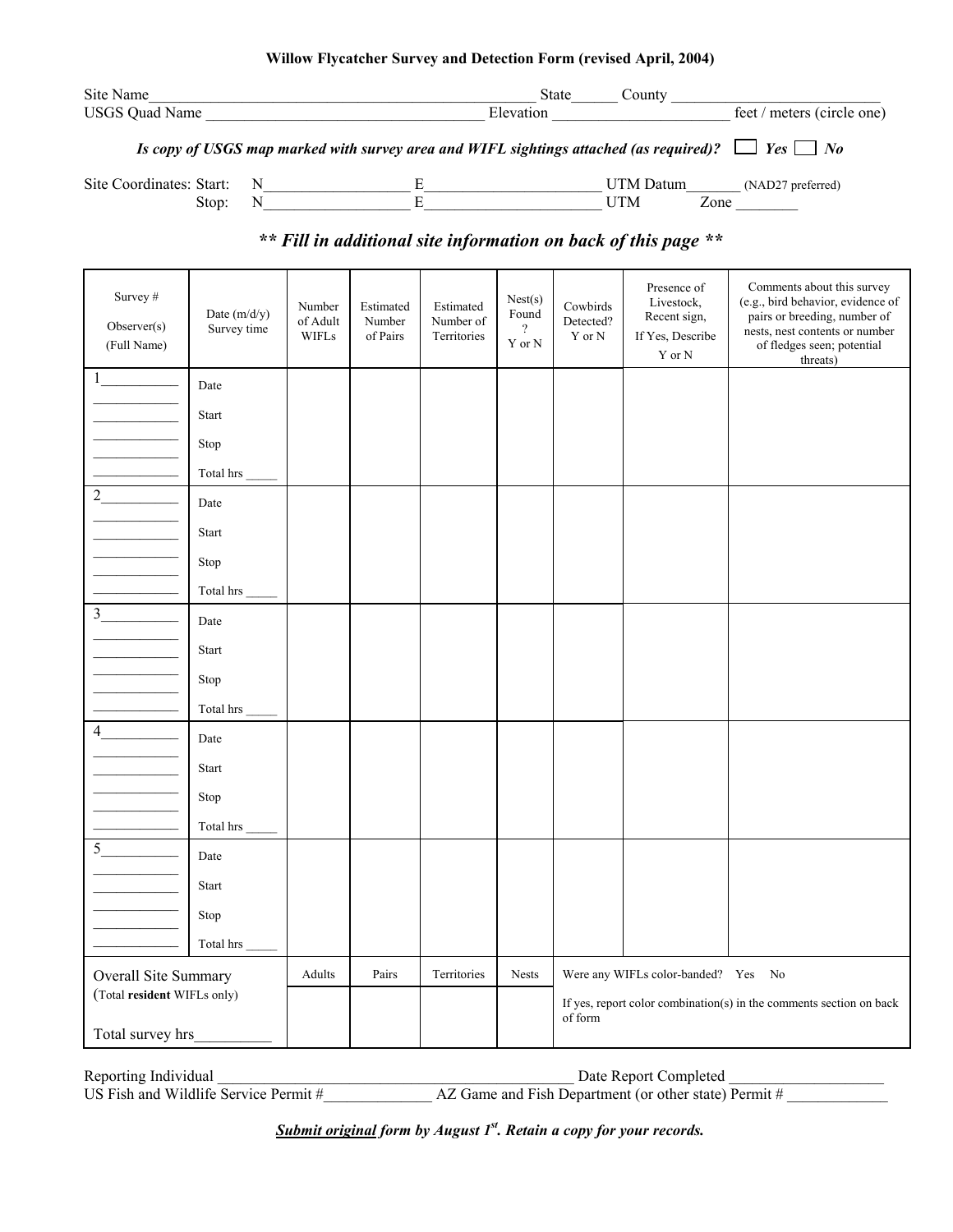**Willow Flycatcher Survey and Detection Form (revised April, 2004)**

Site Name_______________________________________________ State______ County ___________________________

USGS Quad Name ____________________________________ Elevation _______________________ feet / meters (circle one)

***Is copy of USGS map marked with survey area and WIFL sightings attached (as required)?*** ☐ ***Yes*** ☐ ***No***

Site Coordinates: Start: N__________________ E______________________ UTM Datum_______ (NAD27 preferred)

Stop: N__________________ E______________________ UTM Zone ________

## *\*\* Fill in additional site information on back of this page \*\**

| Survey # Observer(s) (Full Name) | Date (m/d/y) Survey time | Number of Adult WIFLs | Estimated Number of Pairs | Estimated Number of Territories | Nest(s) Found ? Y or N | Cowbirds Detected? Y or N | Presence of Livestock, Recent sign, If Yes, Describe Y or N | Comments about this survey (e.g., bird behavior, evidence of pairs or breeding, number of nests, nest contents or number of fledges seen; potential threats) |
|---|---|---|---|---|---|---|---|---|
| 1___________ ____________ ____________ ____________ ____________ ____________ ____________ | Date<br>Start<br>Stop<br>Total hrs _____ | | | | | | | |
| 2___________ ____________ ____________ ____________ ____________ ____________ ____________ | Date<br>Start<br>Stop<br>Total hrs _____ | | | | | | | |
| 3___________ ____________ ____________ ____________ ____________ ____________ ____________ | Date<br>Start<br>Stop<br>Total hrs _____ | | | | | | | |
| 4___________ ____________ ____________ ____________ ____________ ____________ ____________ | Date<br>Start<br>Stop<br>Total hrs _____ | | | | | | | |
| 5___________ ____________ ____________ ____________ ____________ ____________ ____________ | Date<br>Start<br>Stop<br>Total hrs _____ | | | | | | | |
| Overall Site Summary (Total **resident** WIFLs only)<br><br>Total survey hrs__________ | | Adults | Pairs | Territories | Nests | Were any WIFLs color-banded? Yes No<br><br>If yes, report color combination(s) in the comments section on back of form | | |

Reporting Individual _____________________________________________ Date Report Completed ____________________

US Fish and Wildlife Service Permit #_____________ AZ Game and Fish Department (or other state) Permit # _____________

***Submit original** form by August 1st. Retain a copy for your records.*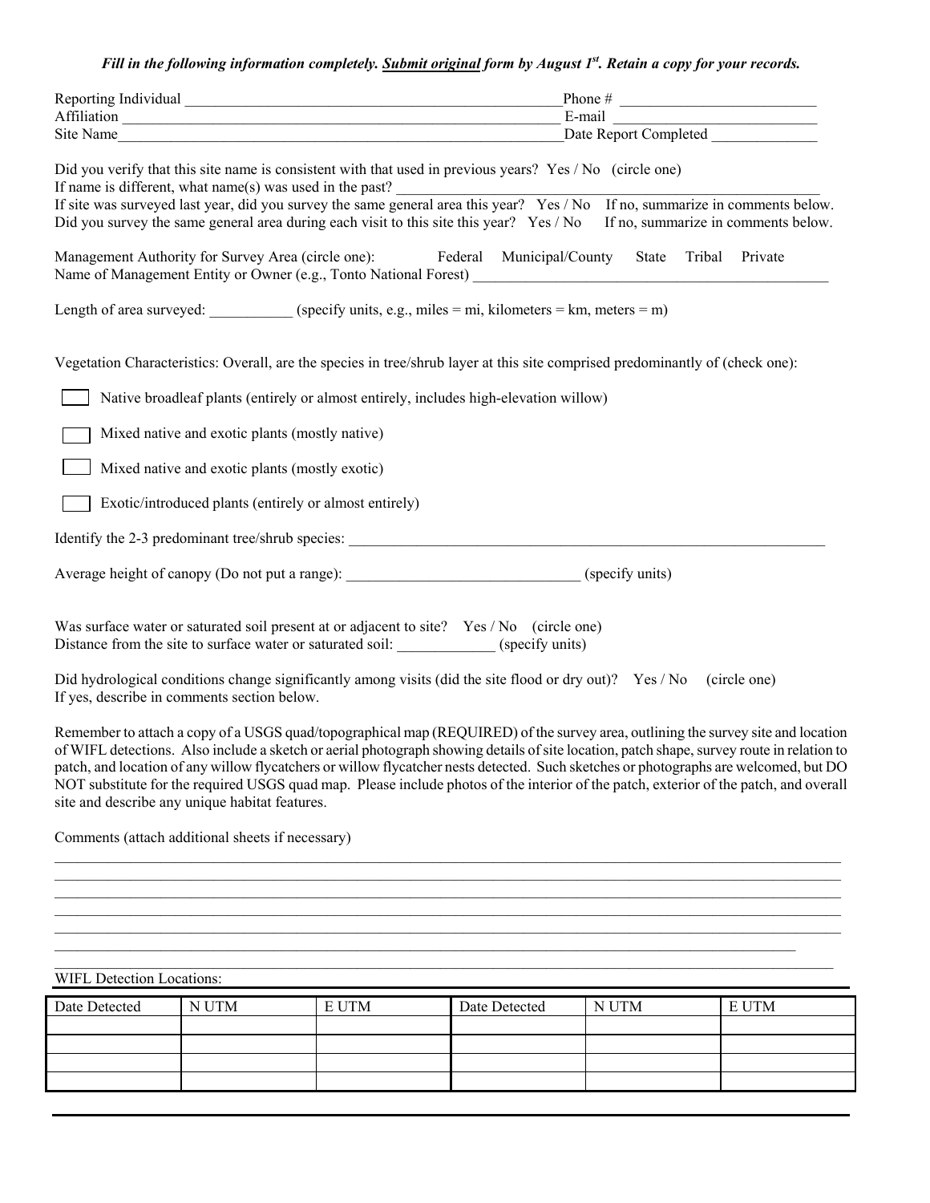***Fill in the following information completely. Submit original form by August 1st. Retain a copy for your records.***

Reporting Individual ____________________________________________________ Phone # ___________________________
Affiliation ____________________________________________________________ E-mail ____________________________
Site Name______________________________________________________________ Date Report Completed ______________

Did you verify that this site name is consistent with that used in previous years? Yes / No (circle one)
If name is different, what name(s) was used in the past? ______________________________________________________________
If site was surveyed last year, did you survey the same general area this year? Yes / No If no, summarize in comments below.
Did you survey the same general area during each visit to this site this year? Yes / No If no, summarize in comments below.

Management Authority for Survey Area (circle one): Federal Municipal/County State Tribal Private
Name of Management Entity or Owner (e.g., Tonto National Forest) ________________________________________________

Length of area surveyed: ___________ (specify units, e.g., miles = mi, kilometers = km, meters = m)

Vegetation Characteristics: Overall, are the species in tree/shrub layer at this site comprised predominantly of (check one):

- [ ] Native broadleaf plants (entirely or almost entirely, includes high-elevation willow)
- [ ] Mixed native and exotic plants (mostly native)
- [ ] Mixed native and exotic plants (mostly exotic)
- [ ] Exotic/introduced plants (entirely or almost entirely)

Identify the 2-3 predominant tree/shrub species: ____________________________________________________________________

Average height of canopy (Do not put a range): _______________________________ (specify units)

Was surface water or saturated soil present at or adjacent to site? Yes / No (circle one)
Distance from the site to surface water or saturated soil: _____________ (specify units)

Did hydrological conditions change significantly among visits (did the site flood or dry out)? Yes / No (circle one)
If yes, describe in comments section below.

Remember to attach a copy of a USGS quad/topographical map (REQUIRED) of the survey area, outlining the survey site and location of WIFL detections. Also include a sketch or aerial photograph showing details of site location, patch shape, survey route in relation to patch, and location of any willow flycatchers or willow flycatcher nests detected. Such sketches or photographs are welcomed, but DO NOT substitute for the required USGS quad map. Please include photos of the interior of the patch, exterior of the patch, and overall site and describe any unique habitat features.

Comments (attach additional sheets if necessary)

______________________________________________________________________________________________________
______________________________________________________________________________________________________
______________________________________________________________________________________________________
______________________________________________________________________________________________________
______________________________________________________________________________________________________
______________________________________________________________________________________________________
______________________________________________________________________________________________________

WIFL Detection Locations:

| Date Detected | N UTM | E UTM | Date Detected | N UTM | E UTM |
|---|---|---|---|---|---|
| | | | | | |
| | | | | | |
| | | | | | |
| | | | | | |